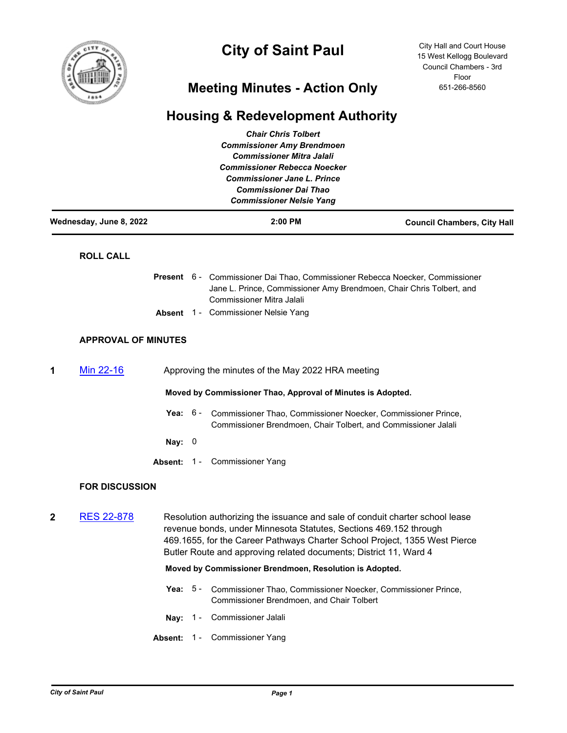# City of Saint Paul

City Hall and Court House
15 West Kellogg Boulevard
Council Chambers - 3rd Floor
651-266-8560

## Meeting Minutes - Action Only

## Housing & Redevelopment Authority

***Chair Chris Tolbert***
***Commissioner Amy Brendmoen***
***Commissioner Mitra Jalali***
***Commissioner Rebecca Noecker***
***Commissioner Jane L. Prince***
***Commissioner Dai Thao***
***Commissioner Nelsie Yang***

**Wednesday, June 8, 2022** | **2:00 PM** | **Council Chambers, City Hall**

---

### ROLL CALL

**Present** 6 - Commissioner Dai Thao, Commissioner Rebecca Noecker, Commissioner Jane L. Prince, Commissioner Amy Brendmoen, Chair Chris Tolbert, and Commissioner Mitra Jalali

**Absent** 1 - Commissioner Nelsie Yang

### APPROVAL OF MINUTES

**1** Min 22-16 — Approving the minutes of the May 2022 HRA meeting

**Moved by Commissioner Thao, Approval of Minutes is Adopted.**

**Yea:** 6 - Commissioner Thao, Commissioner Noecker, Commissioner Prince, Commissioner Brendmoen, Chair Tolbert, and Commissioner Jalali

**Nay:** 0

**Absent:** 1 - Commissioner Yang

### FOR DISCUSSION

**2** RES 22-878 — Resolution authorizing the issuance and sale of conduit charter school lease revenue bonds, under Minnesota Statutes, Sections 469.152 through 469.1655, for the Career Pathways Charter School Project, 1355 West Pierce Butler Route and approving related documents; District 11, Ward 4

**Moved by Commissioner Brendmoen, Resolution is Adopted.**

**Yea:** 5 - Commissioner Thao, Commissioner Noecker, Commissioner Prince, Commissioner Brendmoen, and Chair Tolbert

**Nay:** 1 - Commissioner Jalali

**Absent:** 1 - Commissioner Yang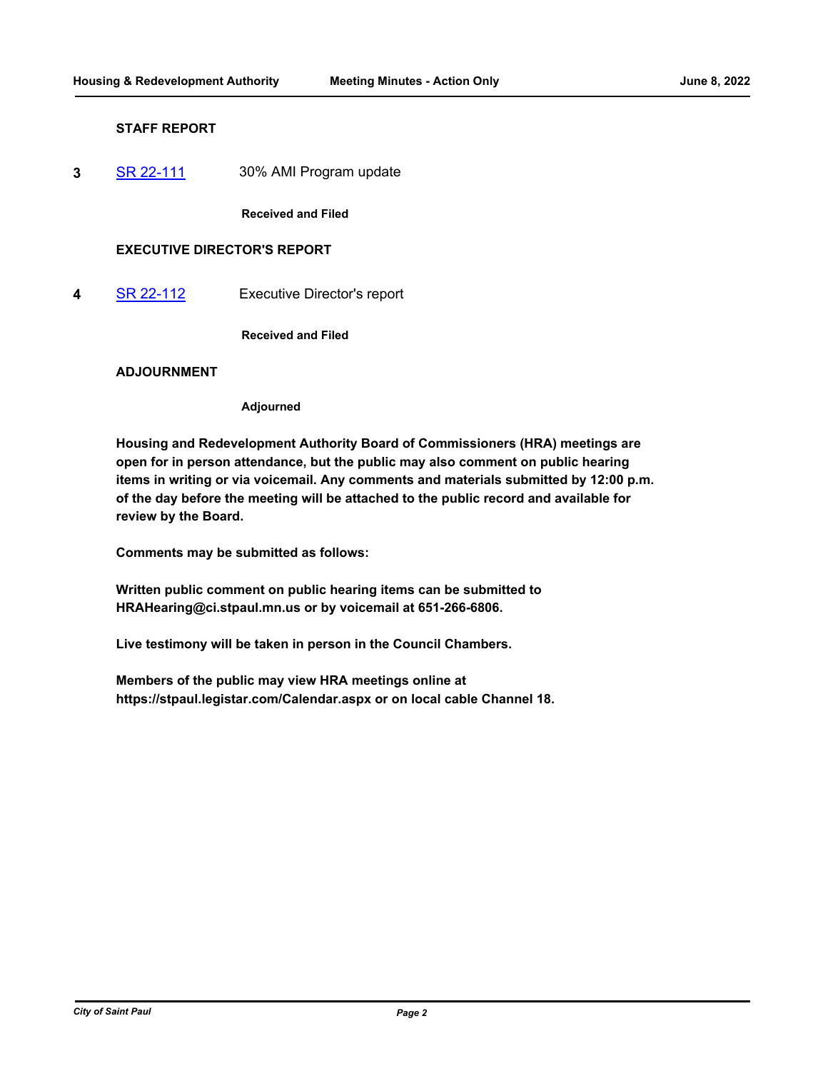**STAFF REPORT**

**3** [SR 22-111](#) 30% AMI Program update

**Received and Filed**

**EXECUTIVE DIRECTOR'S REPORT**

**4** [SR 22-112](#) Executive Director's report

**Received and Filed**

**ADJOURNMENT**

**Adjourned**

**Housing and Redevelopment Authority Board of Commissioners (HRA) meetings are open for in person attendance, but the public may also comment on public hearing items in writing or via voicemail. Any comments and materials submitted by 12:00 p.m. of the day before the meeting will be attached to the public record and available for review by the Board.**

**Comments may be submitted as follows:**

**Written public comment on public hearing items can be submitted to HRAHearing@ci.stpaul.mn.us or by voicemail at 651-266-6806.**

**Live testimony will be taken in person in the Council Chambers.**

**Members of the public may view HRA meetings online at https://stpaul.legistar.com/Calendar.aspx or on local cable Channel 18.**